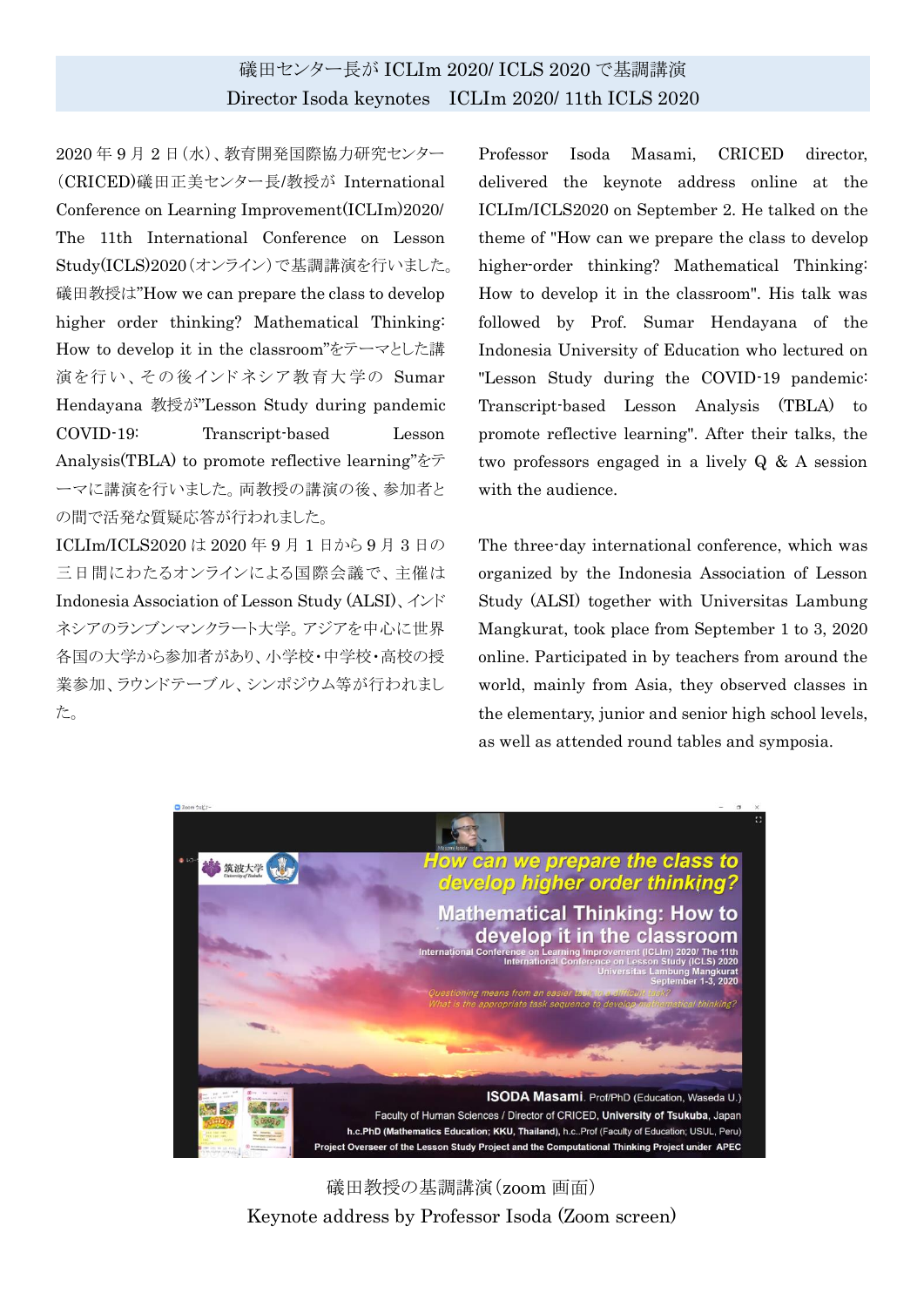# 礒田センター長が ICLIm 2020/ ICLS 2020 で基調講演
# Director Isoda keynotes　ICLIm 2020/ 11th ICLS 2020

2020 年 9 月 2 日（水）、教育開発国際協力研究センター（CRICED)礒田正美センター長/教授が International Conference on Learning Improvement(ICLIm)2020/ The 11th International Conference on Lesson Study(ICLS)2020（オンライン）で基調講演を行いました。礒田教授は”How we can prepare the class to develop higher order thinking? Mathematical Thinking: How to develop it in the classroom”をテーマとした講演を行い、その後インドネシア教育大学の Sumar Hendayana 教授が”Lesson Study during pandemic COVID-19: Transcript-based Lesson Analysis(TBLA) to promote reflective learning”をテーマに講演を行いました。両教授の講演の後、参加者との間で活発な質疑応答が行われました。

ICLIm/ICLS2020 は 2020 年 9 月 1 日から 9 月 3 日の三日間にわたるオンラインによる国際会議で、主催は Indonesia Association of Lesson Study (ALSI)、インドネシアのランブンマンクラート大学。アジアを中心に世界各国の大学から参加者があり、小学校・中学校・高校の授業参加、ラウンドテーブル、シンポジウム等が行われました。

Professor Isoda Masami, CRICED director, delivered the keynote address online at the ICLIm/ICLS2020 on September 2. He talked on the theme of "How can we prepare the class to develop higher-order thinking? Mathematical Thinking: How to develop it in the classroom". His talk was followed by Prof. Sumar Hendayana of the Indonesia University of Education who lectured on "Lesson Study during the COVID-19 pandemic: Transcript-based Lesson Analysis (TBLA) to promote reflective learning". After their talks, the two professors engaged in a lively Q & A session with the audience.

The three-day international conference, which was organized by the Indonesia Association of Lesson Study (ALSI) together with Universitas Lambung Mangkurat, took place from September 1 to 3, 2020 online. Participated in by teachers from around the world, mainly from Asia, they observed classes in the elementary, junior and senior high school levels, as well as attended round tables and symposia.

礒田教授の基調講演（zoom 画面）
Keynote address by Professor Isoda (Zoom screen)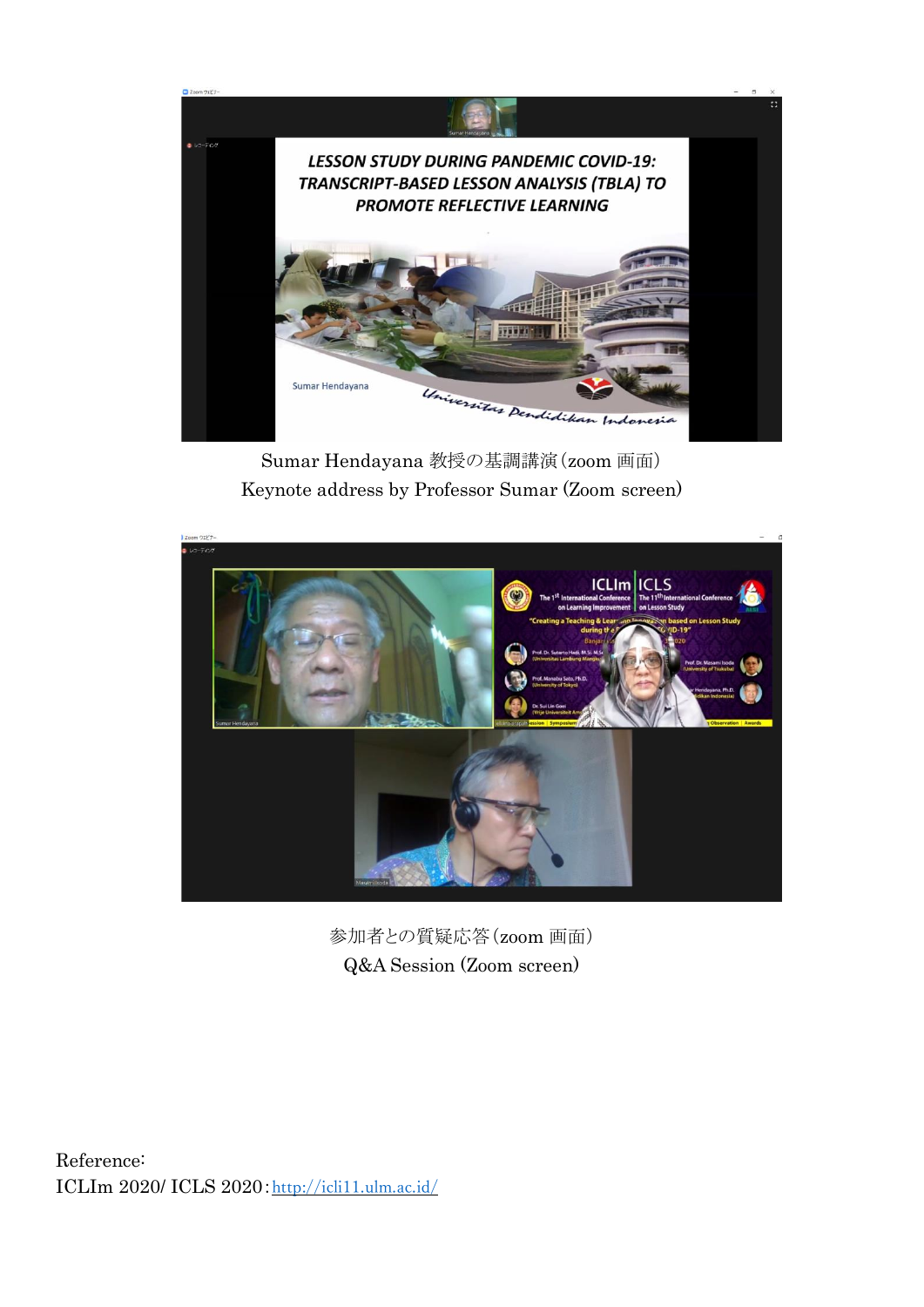Sumar Hendayana 教授の基調講演（zoom 画面）
Keynote address by Professor Sumar (Zoom screen)

参加者との質疑応答（zoom 画面）
Q&A Session (Zoom screen)

Reference:
ICLIm 2020/ ICLS 2020：[http://icli11.ulm.ac.id/](http://icli11.ulm.ac.id/)